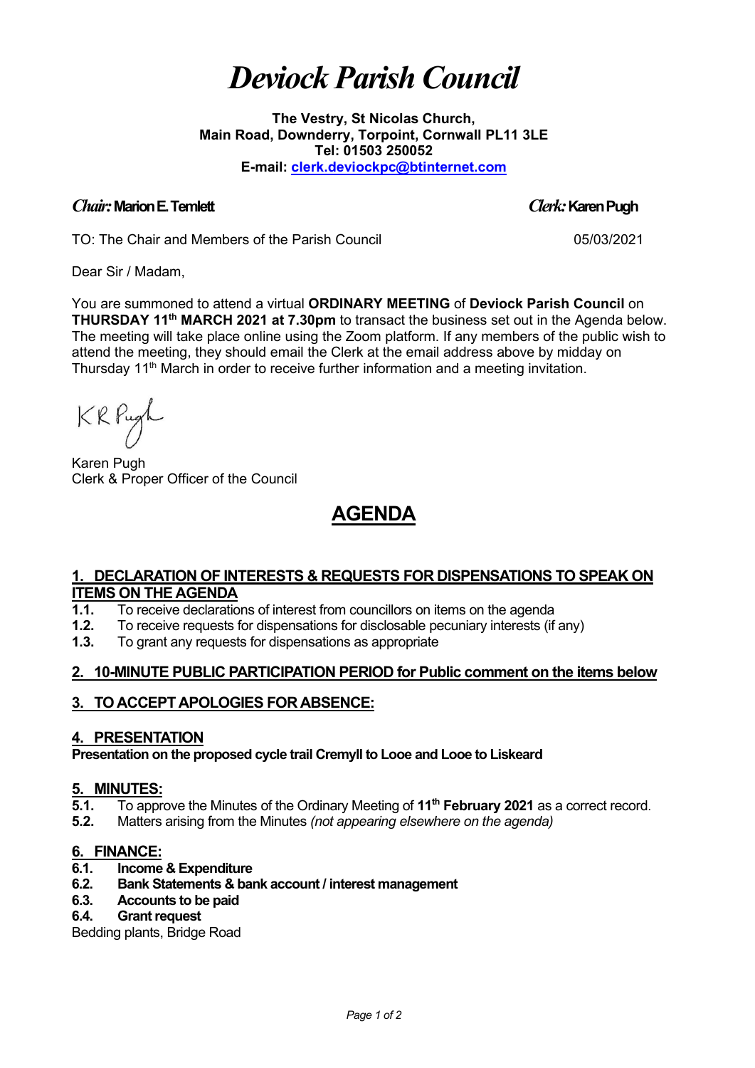# *Deviock Parish Council*

**The Vestry, St Nicolas Church,**
**Main Road, Downderry, Torpoint, Cornwall PL11 3LE**
**Tel: 01503 250052**
**E-mail: clerk.deviockpc@btinternet.com**

***Chair:*** **Marion E. Temlett** ***Clerk:*** **Karen Pugh**

TO: The Chair and Members of the Parish Council 05/03/2021

Dear Sir / Madam,

You are summoned to attend a virtual **ORDINARY MEETING** of **Deviock Parish Council** on **THURSDAY 11th MARCH 2021 at 7.30pm** to transact the business set out in the Agenda below. The meeting will take place online using the Zoom platform. If any members of the public wish to attend the meeting, they should email the Clerk at the email address above by midday on Thursday 11th March in order to receive further information and a meeting invitation.

KR Pugh

Karen Pugh
Clerk & Proper Officer of the Council

## AGENDA

### 1. DECLARATION OF INTERESTS & REQUESTS FOR DISPENSATIONS TO SPEAK ON ITEMS ON THE AGENDA

**1.1.** To receive declarations of interest from councillors on items on the agenda
**1.2.** To receive requests for dispensations for disclosable pecuniary interests (if any)
**1.3.** To grant any requests for dispensations as appropriate

### 2. 10-MINUTE PUBLIC PARTICIPATION PERIOD for Public comment on the items below

### 3. TO ACCEPT APOLOGIES FOR ABSENCE:

### 4. PRESENTATION

**Presentation on the proposed cycle trail Cremyll to Looe and Looe to Liskeard**

### 5. MINUTES:

**5.1.** To approve the Minutes of the Ordinary Meeting of **11th February 2021** as a correct record.
**5.2.** Matters arising from the Minutes *(not appearing elsewhere on the agenda)*

### 6. FINANCE:

**6.1. Income & Expenditure**
**6.2. Bank Statements & bank account / interest management**
**6.3. Accounts to be paid**
**6.4. Grant request**

Bedding plants, Bridge Road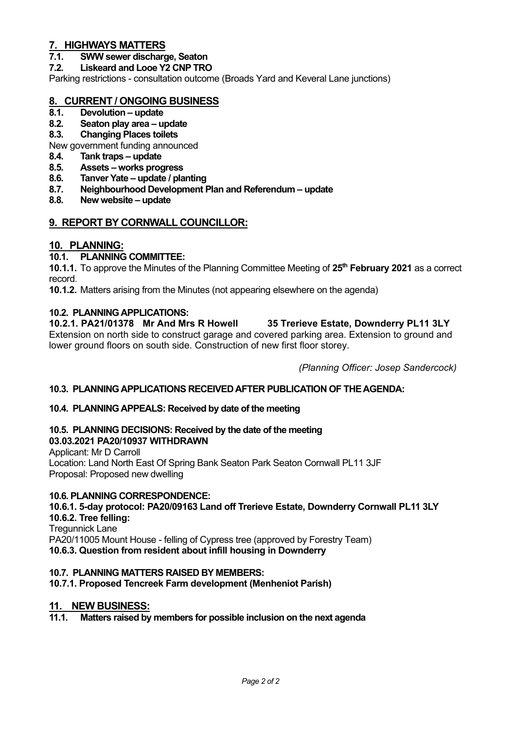## 7. HIGHWAYS MATTERS

**7.1. SWW sewer discharge, Seaton**

**7.2. Liskeard and Looe Y2 CNP TRO**

Parking restrictions - consultation outcome (Broads Yard and Keveral Lane junctions)

## 8. CURRENT / ONGOING BUSINESS

**8.1. Devolution – update**

**8.2. Seaton play area – update**

**8.3. Changing Places toilets**

New government funding announced

**8.4. Tank traps – update**

**8.5. Assets – works progress**

**8.6. Tanver Yate – update / planting**

**8.7. Neighbourhood Development Plan and Referendum – update**

**8.8. New website – update**

## 9. REPORT BY CORNWALL COUNCILLOR:

## 10. PLANNING:

### 10.1. PLANNING COMMITTEE:

**10.1.1.** To approve the Minutes of the Planning Committee Meeting of **25th February 2021** as a correct record.

**10.1.2.** Matters arising from the Minutes (not appearing elsewhere on the agenda)

### 10.2. PLANNING APPLICATIONS:

**10.2.1. PA21/01378 Mr And Mrs R Howell 35 Trerieve Estate, Downderry PL11 3LY**

Extension on north side to construct garage and covered parking area. Extension to ground and lower ground floors on south side. Construction of new first floor storey.

*(Planning Officer: Josep Sandercock)*

### 10.3. PLANNING APPLICATIONS RECEIVED AFTER PUBLICATION OF THE AGENDA:

### 10.4. PLANNING APPEALS: Received by date of the meeting

### 10.5. PLANNING DECISIONS: Received by the date of the meeting

**03.03.2021 PA20/10937 WITHDRAWN**

Applicant: Mr D Carroll

Location: Land North East Of Spring Bank Seaton Park Seaton Cornwall PL11 3JF

Proposal: Proposed new dwelling

### 10.6. PLANNING CORRESPONDENCE:

**10.6.1. 5-day protocol: PA20/09163 Land off Trerieve Estate, Downderry Cornwall PL11 3LY**

**10.6.2. Tree felling:**

Tregunnick Lane

PA20/11005 Mount House - felling of Cypress tree (approved by Forestry Team)

**10.6.3. Question from resident about infill housing in Downderry**

### 10.7. PLANNING MATTERS RAISED BY MEMBERS:

**10.7.1. Proposed Tencreek Farm development (Menheniot Parish)**

## 11. NEW BUSINESS:

**11.1. Matters raised by members for possible inclusion on the next agenda**